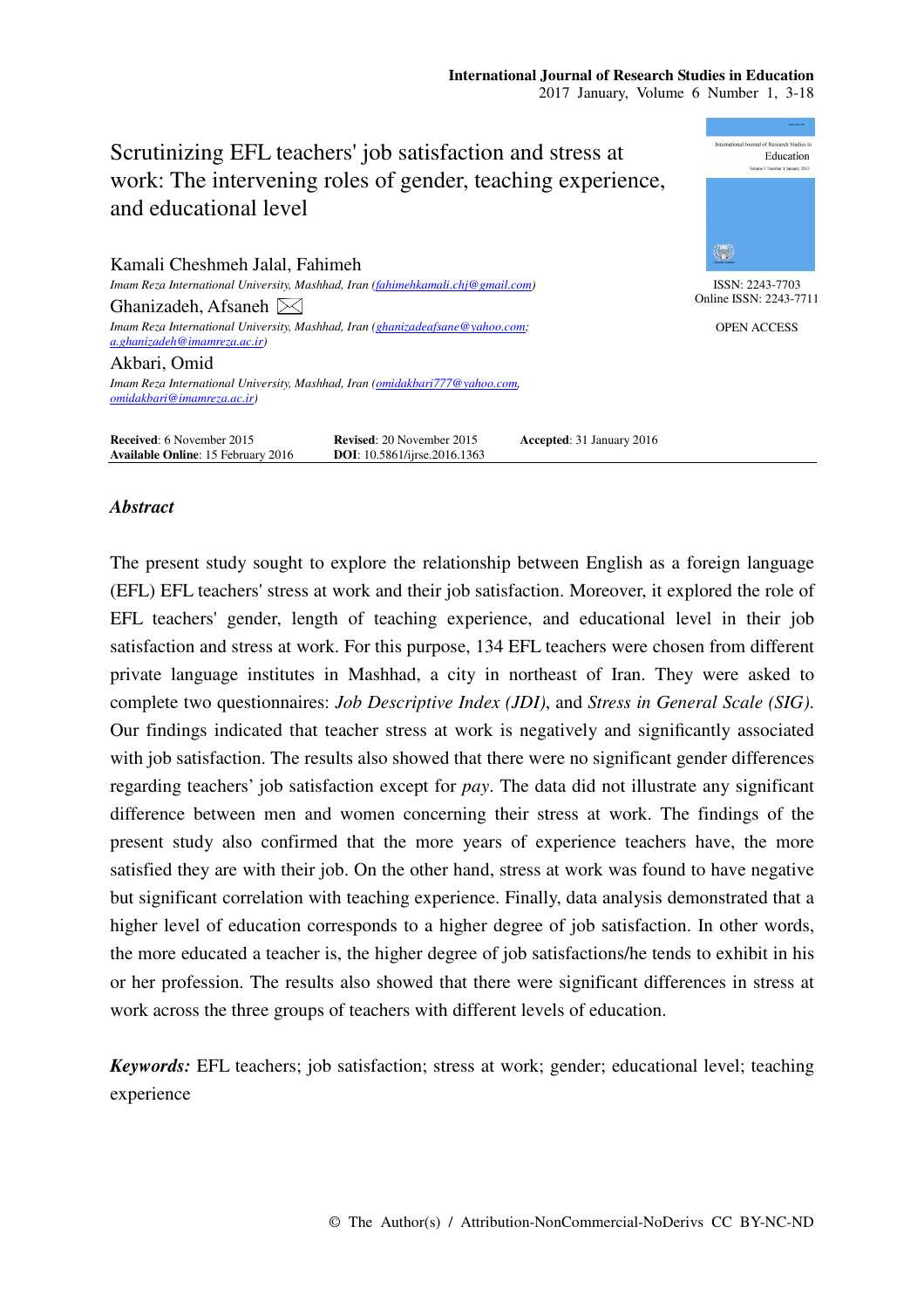# Scrutinizing EFL teachers' job satisfaction and stress at work: The intervening roles of gender, teaching experience, and educational level

ISSN: 2243-7703
Online ISSN: 2243-7711

OPEN ACCESS

**Kamali Cheshmeh Jalal, Fahimeh**
*Imam Reza International University, Mashhad, Iran (fahimehkamali.chj@gmail.com)*

**Ghanizadeh, Afsaneh** ✉
*Imam Reza International University, Mashhad, Iran (ghanizadeafsane@yahoo.com; a.ghanizadeh@imamreza.ac.ir)*

**Akbari, Omid**
*Imam Reza International University, Mashhad, Iran (omidakbari777@yahoo.com, omidakbari@imamreza.ac.ir)*

**Received**: 6 November 2015 **Revised**: 20 November 2015 **Accepted**: 31 January 2016
**Available Online**: 15 February 2016 **DOI**: 10.5861/ijrse.2016.1363

## *Abstract*

The present study sought to explore the relationship between English as a foreign language (EFL) EFL teachers' stress at work and their job satisfaction. Moreover, it explored the role of EFL teachers' gender, length of teaching experience, and educational level in their job satisfaction and stress at work. For this purpose, 134 EFL teachers were chosen from different private language institutes in Mashhad, a city in northeast of Iran. They were asked to complete two questionnaires: *Job Descriptive Index (JDI)*, and *Stress in General Scale (SIG)*. Our findings indicated that teacher stress at work is negatively and significantly associated with job satisfaction. The results also showed that there were no significant gender differences regarding teachers' job satisfaction except for *pay*. The data did not illustrate any significant difference between men and women concerning their stress at work. The findings of the present study also confirmed that the more years of experience teachers have, the more satisfied they are with their job. On the other hand, stress at work was found to have negative but significant correlation with teaching experience. Finally, data analysis demonstrated that a higher level of education corresponds to a higher degree of job satisfaction. In other words, the more educated a teacher is, the higher degree of job satisfactions/he tends to exhibit in his or her profession. The results also showed that there were significant differences in stress at work across the three groups of teachers with different levels of education.

***Keywords:*** EFL teachers; job satisfaction; stress at work; gender; educational level; teaching experience

© The Author(s) / Attribution-NonCommercial-NoDerivs CC BY-NC-ND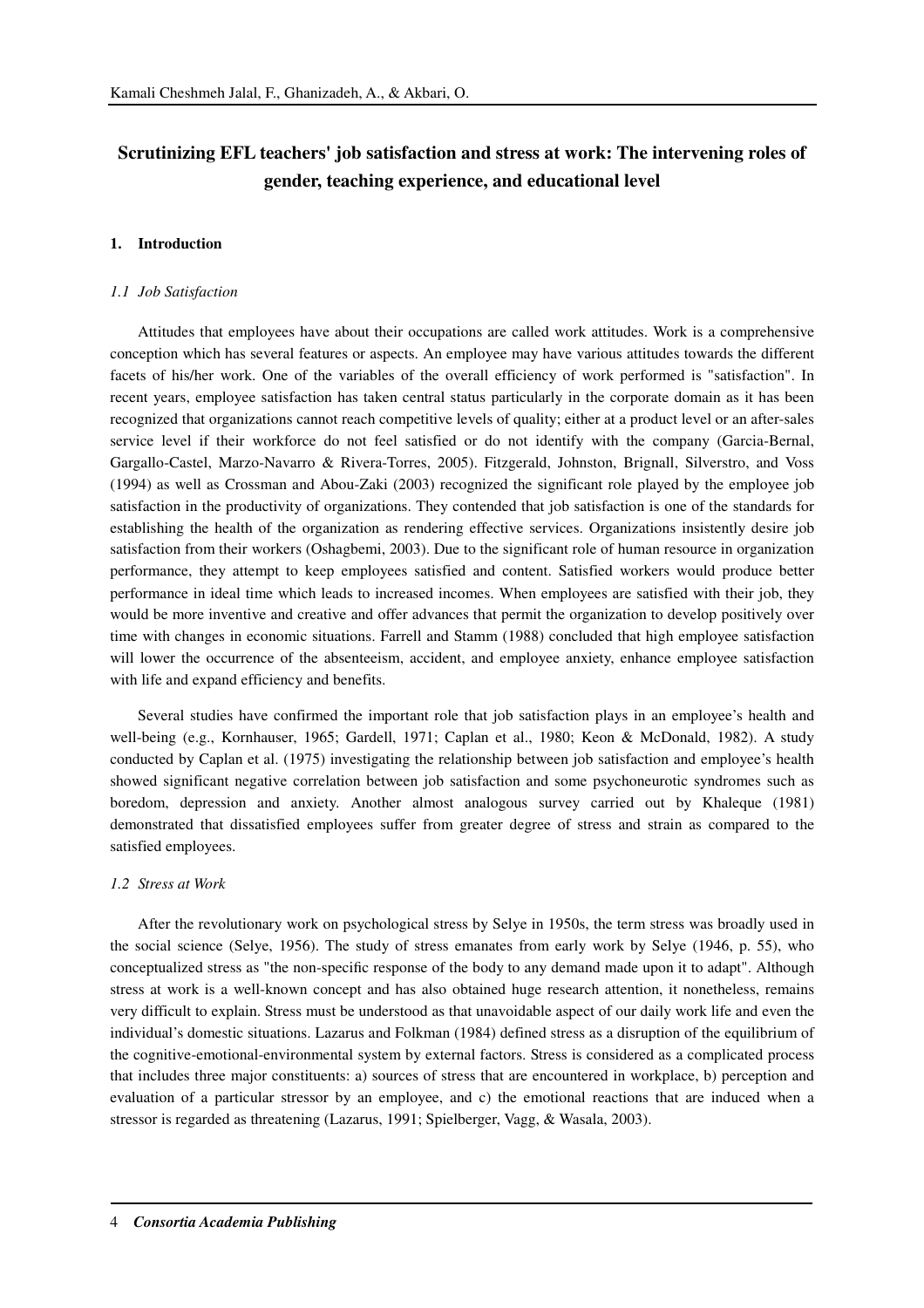# Scrutinizing EFL teachers' job satisfaction and stress at work: The intervening roles of gender, teaching experience, and educational level

## 1. Introduction

### *1.1 Job Satisfaction*

Attitudes that employees have about their occupations are called work attitudes. Work is a comprehensive conception which has several features or aspects. An employee may have various attitudes towards the different facets of his/her work. One of the variables of the overall efficiency of work performed is "satisfaction". In recent years, employee satisfaction has taken central status particularly in the corporate domain as it has been recognized that organizations cannot reach competitive levels of quality; either at a product level or an after-sales service level if their workforce do not feel satisfied or do not identify with the company (Garcia-Bernal, Gargallo-Castel, Marzo-Navarro & Rivera-Torres, 2005). Fitzgerald, Johnston, Brignall, Silverstro, and Voss (1994) as well as Crossman and Abou-Zaki (2003) recognized the significant role played by the employee job satisfaction in the productivity of organizations. They contended that job satisfaction is one of the standards for establishing the health of the organization as rendering effective services. Organizations insistently desire job satisfaction from their workers (Oshagbemi, 2003). Due to the significant role of human resource in organization performance, they attempt to keep employees satisfied and content. Satisfied workers would produce better performance in ideal time which leads to increased incomes. When employees are satisfied with their job, they would be more inventive and creative and offer advances that permit the organization to develop positively over time with changes in economic situations. Farrell and Stamm (1988) concluded that high employee satisfaction will lower the occurrence of the absenteeism, accident, and employee anxiety, enhance employee satisfaction with life and expand efficiency and benefits.

Several studies have confirmed the important role that job satisfaction plays in an employee's health and well-being (e.g., Kornhauser, 1965; Gardell, 1971; Caplan et al., 1980; Keon & McDonald, 1982). A study conducted by Caplan et al. (1975) investigating the relationship between job satisfaction and employee's health showed significant negative correlation between job satisfaction and some psychoneurotic syndromes such as boredom, depression and anxiety. Another almost analogous survey carried out by Khaleque (1981) demonstrated that dissatisfied employees suffer from greater degree of stress and strain as compared to the satisfied employees.

### *1.2 Stress at Work*

After the revolutionary work on psychological stress by Selye in 1950s, the term stress was broadly used in the social science (Selye, 1956). The study of stress emanates from early work by Selye (1946, p. 55), who conceptualized stress as "the non-specific response of the body to any demand made upon it to adapt". Although stress at work is a well-known concept and has also obtained huge research attention, it nonetheless, remains very difficult to explain. Stress must be understood as that unavoidable aspect of our daily work life and even the individual's domestic situations. Lazarus and Folkman (1984) defined stress as a disruption of the equilibrium of the cognitive-emotional-environmental system by external factors. Stress is considered as a complicated process that includes three major constituents: a) sources of stress that are encountered in workplace, b) perception and evaluation of a particular stressor by an employee, and c) the emotional reactions that are induced when a stressor is regarded as threatening (Lazarus, 1991; Spielberger, Vagg, & Wasala, 2003).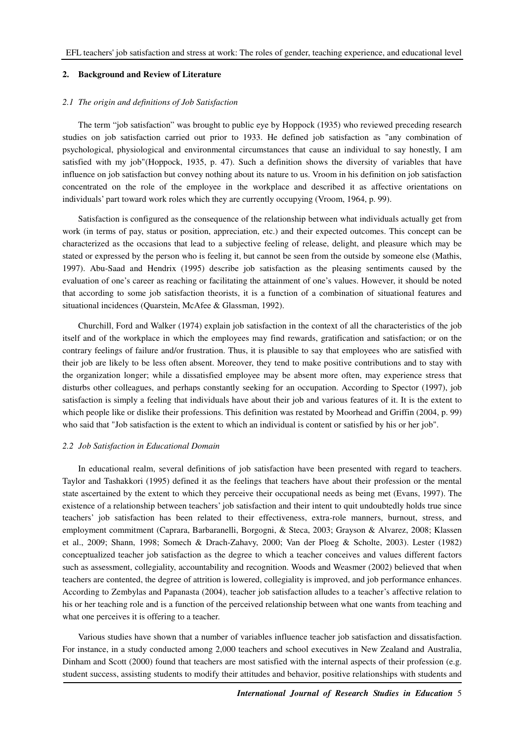## 2. Background and Review of Literature

### *2.1 The origin and definitions of Job Satisfaction*

The term "job satisfaction" was brought to public eye by Hoppock (1935) who reviewed preceding research studies on job satisfaction carried out prior to 1933. He defined job satisfaction as "any combination of psychological, physiological and environmental circumstances that cause an individual to say honestly, I am satisfied with my job"(Hoppock, 1935, p. 47). Such a definition shows the diversity of variables that have influence on job satisfaction but convey nothing about its nature to us. Vroom in his definition on job satisfaction concentrated on the role of the employee in the workplace and described it as affective orientations on individuals' part toward work roles which they are currently occupying (Vroom, 1964, p. 99).

Satisfaction is configured as the consequence of the relationship between what individuals actually get from work (in terms of pay, status or position, appreciation, etc.) and their expected outcomes. This concept can be characterized as the occasions that lead to a subjective feeling of release, delight, and pleasure which may be stated or expressed by the person who is feeling it, but cannot be seen from the outside by someone else (Mathis, 1997). Abu-Saad and Hendrix (1995) describe job satisfaction as the pleasing sentiments caused by the evaluation of one's career as reaching or facilitating the attainment of one's values. However, it should be noted that according to some job satisfaction theorists, it is a function of a combination of situational features and situational incidences (Quarstein, McAfee & Glassman, 1992).

Churchill, Ford and Walker (1974) explain job satisfaction in the context of all the characteristics of the job itself and of the workplace in which the employees may find rewards, gratification and satisfaction; or on the contrary feelings of failure and/or frustration. Thus, it is plausible to say that employees who are satisfied with their job are likely to be less often absent. Moreover, they tend to make positive contributions and to stay with the organization longer; while a dissatisfied employee may be absent more often, may experience stress that disturbs other colleagues, and perhaps constantly seeking for an occupation. According to Spector (1997), job satisfaction is simply a feeling that individuals have about their job and various features of it. It is the extent to which people like or dislike their professions. This definition was restated by Moorhead and Griffin (2004, p. 99) who said that "Job satisfaction is the extent to which an individual is content or satisfied by his or her job".

### *2.2 Job Satisfaction in Educational Domain*

In educational realm, several definitions of job satisfaction have been presented with regard to teachers. Taylor and Tashakkori (1995) defined it as the feelings that teachers have about their profession or the mental state ascertained by the extent to which they perceive their occupational needs as being met (Evans, 1997). The existence of a relationship between teachers' job satisfaction and their intent to quit undoubtedly holds true since teachers' job satisfaction has been related to their effectiveness, extra-role manners, burnout, stress, and employment commitment (Caprara, Barbaranelli, Borgogni, & Steca, 2003; Grayson & Alvarez, 2008; Klassen et al., 2009; Shann, 1998; Somech & Drach-Zahavy, 2000; Van der Ploeg & Scholte, 2003). Lester (1982) conceptualized teacher job satisfaction as the degree to which a teacher conceives and values different factors such as assessment, collegiality, accountability and recognition. Woods and Weasmer (2002) believed that when teachers are contented, the degree of attrition is lowered, collegiality is improved, and job performance enhances. According to Zembylas and Papanasta (2004), teacher job satisfaction alludes to a teacher's affective relation to his or her teaching role and is a function of the perceived relationship between what one wants from teaching and what one perceives it is offering to a teacher.

Various studies have shown that a number of variables influence teacher job satisfaction and dissatisfaction. For instance, in a study conducted among 2,000 teachers and school executives in New Zealand and Australia, Dinham and Scott (2000) found that teachers are most satisfied with the internal aspects of their profession (e.g. student success, assisting students to modify their attitudes and behavior, positive relationships with students and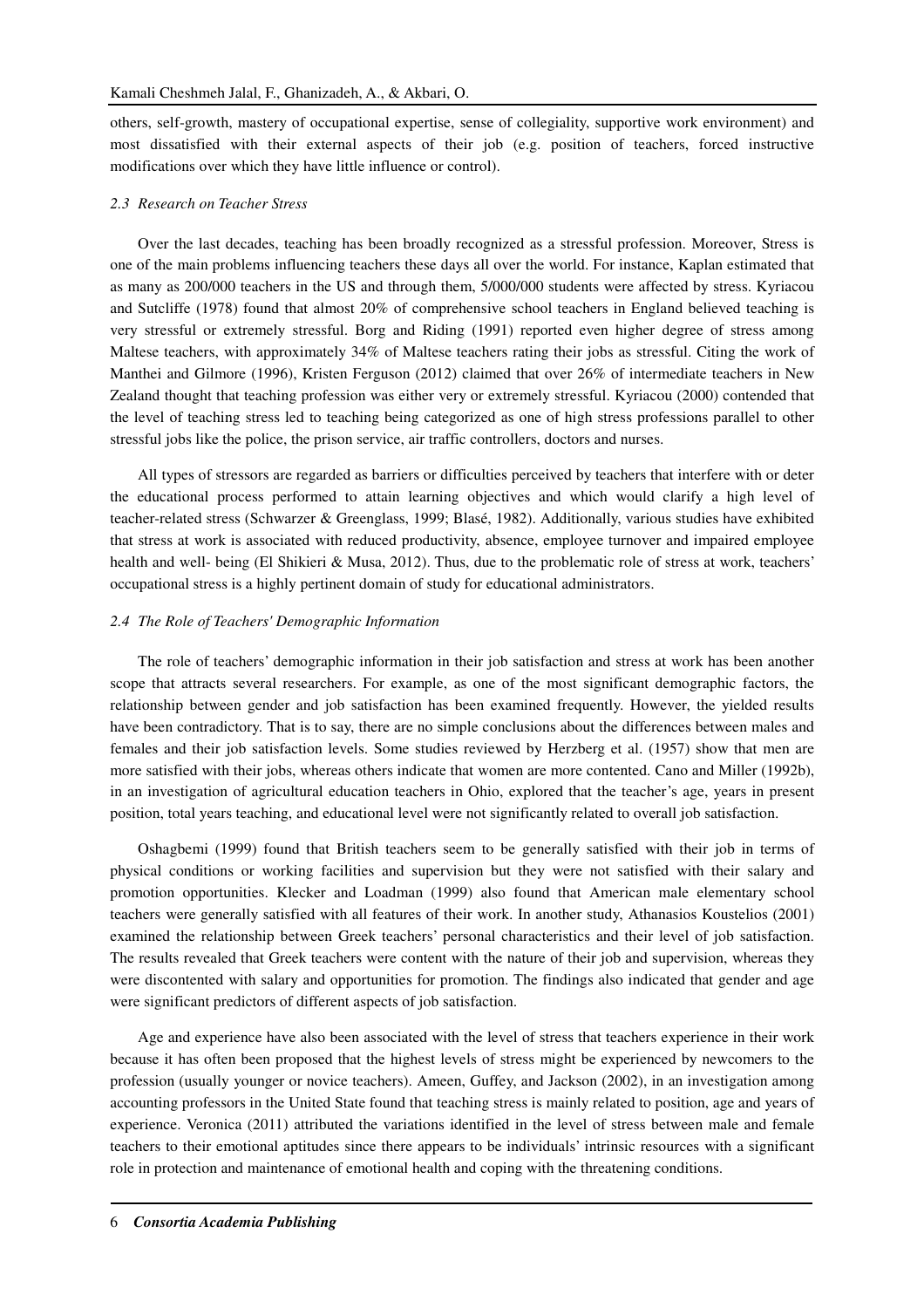others, self-growth, mastery of occupational expertise, sense of collegiality, supportive work environment) and most dissatisfied with their external aspects of their job (e.g. position of teachers, forced instructive modifications over which they have little influence or control).

### *2.3 Research on Teacher Stress*

Over the last decades, teaching has been broadly recognized as a stressful profession. Moreover, Stress is one of the main problems influencing teachers these days all over the world. For instance, Kaplan estimated that as many as 200/000 teachers in the US and through them, 5/000/000 students were affected by stress. Kyriacou and Sutcliffe (1978) found that almost 20% of comprehensive school teachers in England believed teaching is very stressful or extremely stressful. Borg and Riding (1991) reported even higher degree of stress among Maltese teachers, with approximately 34% of Maltese teachers rating their jobs as stressful. Citing the work of Manthei and Gilmore (1996), Kristen Ferguson (2012) claimed that over 26% of intermediate teachers in New Zealand thought that teaching profession was either very or extremely stressful. Kyriacou (2000) contended that the level of teaching stress led to teaching being categorized as one of high stress professions parallel to other stressful jobs like the police, the prison service, air traffic controllers, doctors and nurses.

All types of stressors are regarded as barriers or difficulties perceived by teachers that interfere with or deter the educational process performed to attain learning objectives and which would clarify a high level of teacher-related stress (Schwarzer & Greenglass, 1999; Blasé, 1982). Additionally, various studies have exhibited that stress at work is associated with reduced productivity, absence, employee turnover and impaired employee health and well- being (El Shikieri & Musa, 2012). Thus, due to the problematic role of stress at work, teachers' occupational stress is a highly pertinent domain of study for educational administrators.

### *2.4 The Role of Teachers' Demographic Information*

The role of teachers' demographic information in their job satisfaction and stress at work has been another scope that attracts several researchers. For example, as one of the most significant demographic factors, the relationship between gender and job satisfaction has been examined frequently. However, the yielded results have been contradictory. That is to say, there are no simple conclusions about the differences between males and females and their job satisfaction levels. Some studies reviewed by Herzberg et al. (1957) show that men are more satisfied with their jobs, whereas others indicate that women are more contented. Cano and Miller (1992b), in an investigation of agricultural education teachers in Ohio, explored that the teacher's age, years in present position, total years teaching, and educational level were not significantly related to overall job satisfaction.

Oshagbemi (1999) found that British teachers seem to be generally satisfied with their job in terms of physical conditions or working facilities and supervision but they were not satisfied with their salary and promotion opportunities. Klecker and Loadman (1999) also found that American male elementary school teachers were generally satisfied with all features of their work. In another study, Athanasios Koustelios (2001) examined the relationship between Greek teachers' personal characteristics and their level of job satisfaction. The results revealed that Greek teachers were content with the nature of their job and supervision, whereas they were discontented with salary and opportunities for promotion. The findings also indicated that gender and age were significant predictors of different aspects of job satisfaction.

Age and experience have also been associated with the level of stress that teachers experience in their work because it has often been proposed that the highest levels of stress might be experienced by newcomers to the profession (usually younger or novice teachers). Ameen, Guffey, and Jackson (2002), in an investigation among accounting professors in the United State found that teaching stress is mainly related to position, age and years of experience. Veronica (2011) attributed the variations identified in the level of stress between male and female teachers to their emotional aptitudes since there appears to be individuals' intrinsic resources with a significant role in protection and maintenance of emotional health and coping with the threatening conditions.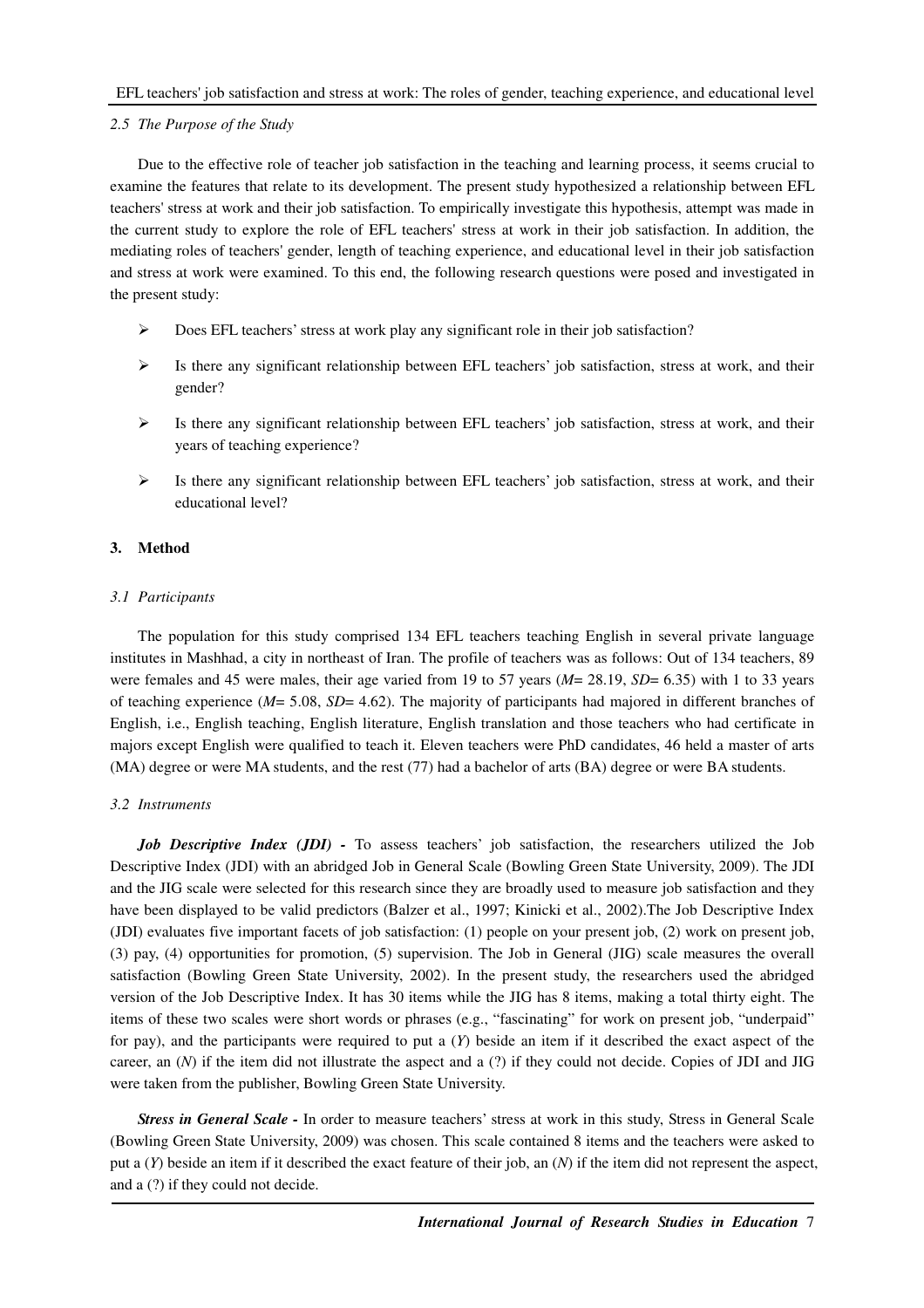### 2.5 The Purpose of the Study

Due to the effective role of teacher job satisfaction in the teaching and learning process, it seems crucial to examine the features that relate to its development. The present study hypothesized a relationship between EFL teachers' stress at work and their job satisfaction. To empirically investigate this hypothesis, attempt was made in the current study to explore the role of EFL teachers' stress at work in their job satisfaction. In addition, the mediating roles of teachers' gender, length of teaching experience, and educational level in their job satisfaction and stress at work were examined. To this end, the following research questions were posed and investigated in the present study:

- Does EFL teachers' stress at work play any significant role in their job satisfaction?
- Is there any significant relationship between EFL teachers' job satisfaction, stress at work, and their gender?
- Is there any significant relationship between EFL teachers' job satisfaction, stress at work, and their years of teaching experience?
- Is there any significant relationship between EFL teachers' job satisfaction, stress at work, and their educational level?

## 3. Method

### 3.1 Participants

The population for this study comprised 134 EFL teachers teaching English in several private language institutes in Mashhad, a city in northeast of Iran. The profile of teachers was as follows: Out of 134 teachers, 89 were females and 45 were males, their age varied from 19 to 57 years ($M$= 28.19, $SD$= 6.35) with 1 to 33 years of teaching experience ($M$= 5.08, $SD$= 4.62). The majority of participants had majored in different branches of English, i.e., English teaching, English literature, English translation and those teachers who had certificate in majors except English were qualified to teach it. Eleven teachers were PhD candidates, 46 held a master of arts (MA) degree or were MA students, and the rest (77) had a bachelor of arts (BA) degree or were BA students.

### 3.2 Instruments

***Job Descriptive Index (JDI) -*** To assess teachers' job satisfaction, the researchers utilized the Job Descriptive Index (JDI) with an abridged Job in General Scale (Bowling Green State University, 2009). The JDI and the JIG scale were selected for this research since they are broadly used to measure job satisfaction and they have been displayed to be valid predictors (Balzer et al., 1997; Kinicki et al., 2002).The Job Descriptive Index (JDI) evaluates five important facets of job satisfaction: (1) people on your present job, (2) work on present job, (3) pay, (4) opportunities for promotion, (5) supervision. The Job in General (JIG) scale measures the overall satisfaction (Bowling Green State University, 2002). In the present study, the researchers used the abridged version of the Job Descriptive Index. It has 30 items while the JIG has 8 items, making a total thirty eight. The items of these two scales were short words or phrases (e.g., "fascinating" for work on present job, "underpaid" for pay), and the participants were required to put a (*Y*) beside an item if it described the exact aspect of the career, an (*N*) if the item did not illustrate the aspect and a (?) if they could not decide. Copies of JDI and JIG were taken from the publisher, Bowling Green State University.

***Stress in General Scale -*** In order to measure teachers' stress at work in this study, Stress in General Scale (Bowling Green State University, 2009) was chosen. This scale contained 8 items and the teachers were asked to put a (*Y*) beside an item if it described the exact feature of their job, an (*N*) if the item did not represent the aspect, and a (?) if they could not decide.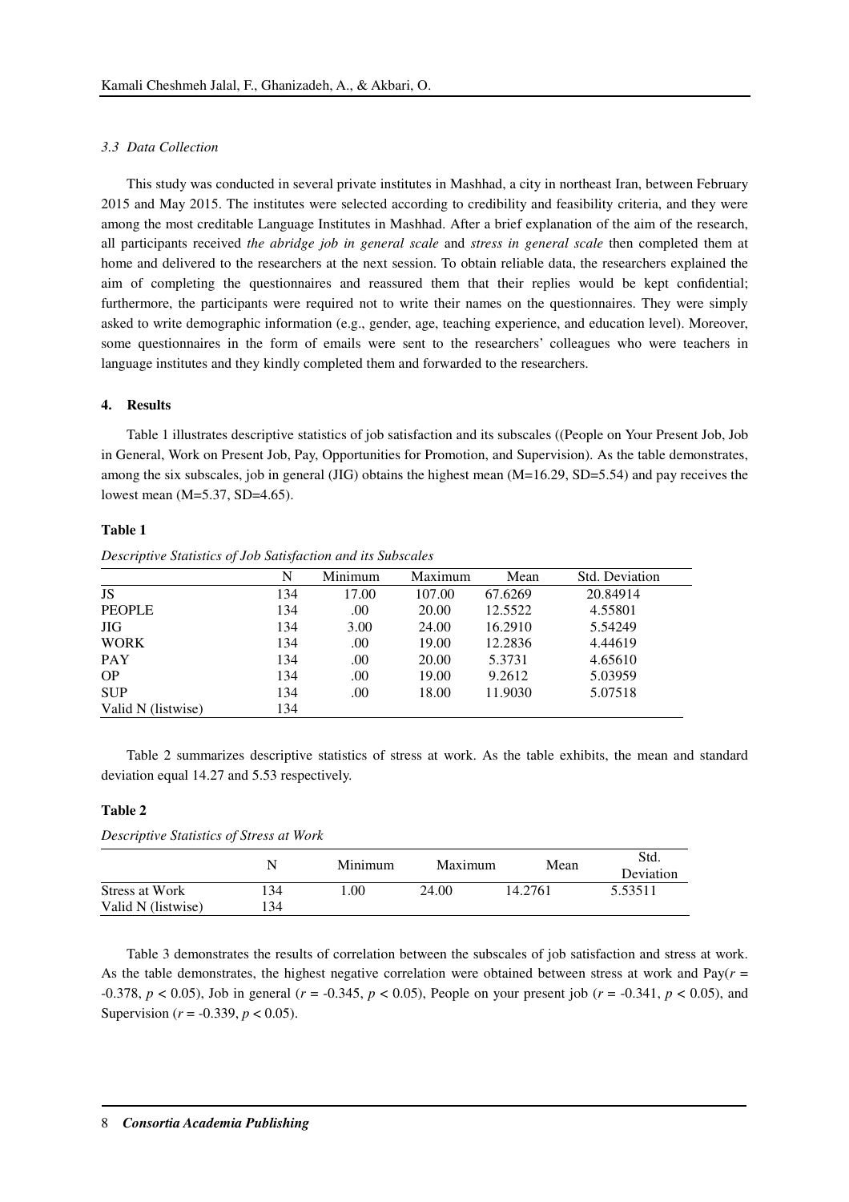### *3.3 Data Collection*

This study was conducted in several private institutes in Mashhad, a city in northeast Iran, between February 2015 and May 2015. The institutes were selected according to credibility and feasibility criteria, and they were among the most creditable Language Institutes in Mashhad. After a brief explanation of the aim of the research, all participants received *the abridge job in general scale* and *stress in general scale* then completed them at home and delivered to the researchers at the next session. To obtain reliable data, the researchers explained the aim of completing the questionnaires and reassured them that their replies would be kept confidential; furthermore, the participants were required not to write their names on the questionnaires. They were simply asked to write demographic information (e.g., gender, age, teaching experience, and education level). Moreover, some questionnaires in the form of emails were sent to the researchers' colleagues who were teachers in language institutes and they kindly completed them and forwarded to the researchers.

## 4. Results

Table 1 illustrates descriptive statistics of job satisfaction and its subscales ((People on Your Present Job, Job in General, Work on Present Job, Pay, Opportunities for Promotion, and Supervision). As the table demonstrates, among the six subscales, job in general (JIG) obtains the highest mean (M=16.29, SD=5.54) and pay receives the lowest mean (M=5.37, SD=4.65).

**Table 1**

*Descriptive Statistics of Job Satisfaction and its Subscales*

| | N | Minimum | Maximum | Mean | Std. Deviation |
|---|---|---|---|---|---|
| JS | 134 | 17.00 | 107.00 | 67.6269 | 20.84914 |
| PEOPLE | 134 | .00 | 20.00 | 12.5522 | 4.55801 |
| JIG | 134 | 3.00 | 24.00 | 16.2910 | 5.54249 |
| WORK | 134 | .00 | 19.00 | 12.2836 | 4.44619 |
| PAY | 134 | .00 | 20.00 | 5.3731 | 4.65610 |
| OP | 134 | .00 | 19.00 | 9.2612 | 5.03959 |
| SUP | 134 | .00 | 18.00 | 11.9030 | 5.07518 |
| Valid N (listwise) | 134 | | | | |

Table 2 summarizes descriptive statistics of stress at work. As the table exhibits, the mean and standard deviation equal 14.27 and 5.53 respectively.

**Table 2**

*Descriptive Statistics of Stress at Work*

| | N | Minimum | Maximum | Mean | Std. Deviation |
|---|---|---|---|---|---|
| Stress at Work | 134 | 1.00 | 24.00 | 14.2761 | 5.53511 |
| Valid N (listwise) | 134 | | | | |

Table 3 demonstrates the results of correlation between the subscales of job satisfaction and stress at work. As the table demonstrates, the highest negative correlation were obtained between stress at work and Pay($r$ = -0.378, $p < 0.05$), Job in general ($r$ = -0.345, $p < 0.05$), People on your present job ($r$ = -0.341, $p < 0.05$), and Supervision ($r$ = -0.339, $p < 0.05$).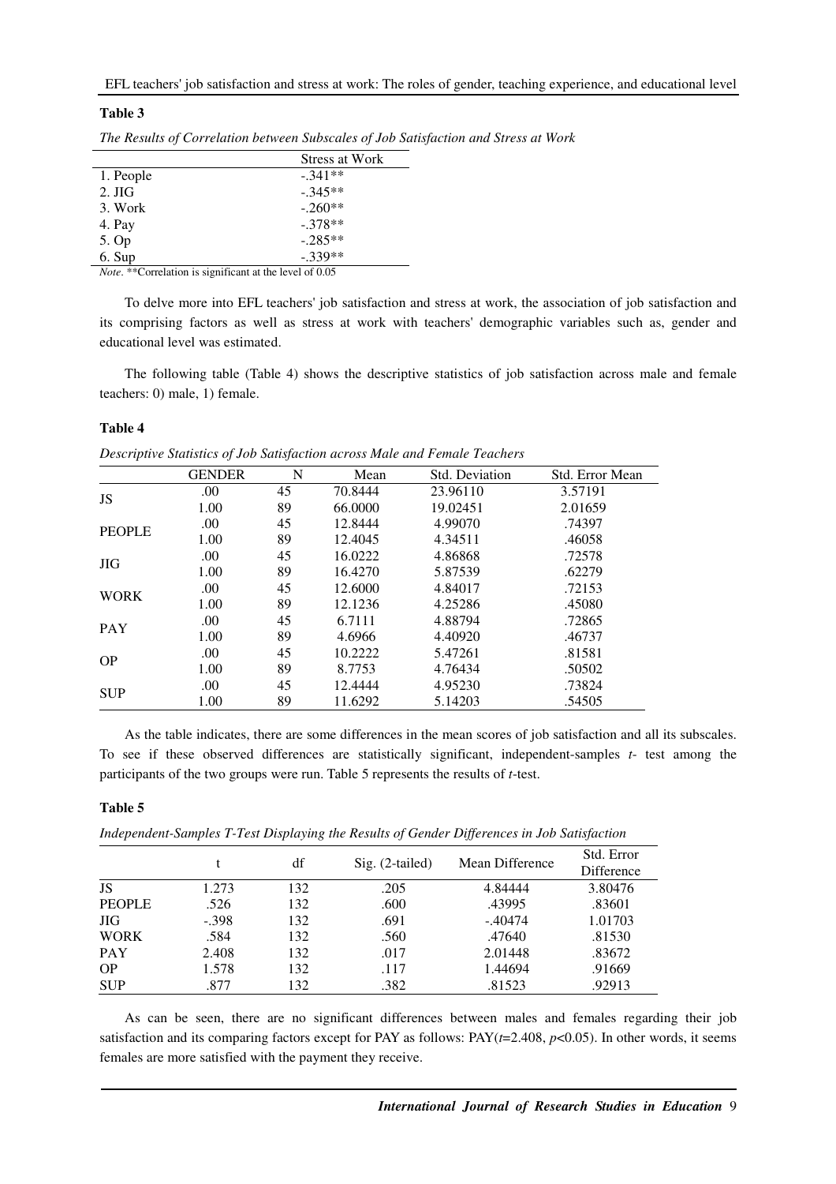**Table 3**

*The Results of Correlation between Subscales of Job Satisfaction and Stress at Work*

| | Stress at Work |
|---|---|
| 1. People | -.341** |
| 2. JIG | -.345** |
| 3. Work | -.260** |
| 4. Pay | -.378** |
| 5. Op | -.285** |
| 6. Sup | -.339** |

*Note*. **Correlation is significant at the level of 0.05

To delve more into EFL teachers' job satisfaction and stress at work, the association of job satisfaction and its comprising factors as well as stress at work with teachers' demographic variables such as, gender and educational level was estimated.

The following table (Table 4) shows the descriptive statistics of job satisfaction across male and female teachers: 0) male, 1) female.

**Table 4**

*Descriptive Statistics of Job Satisfaction across Male and Female Teachers*

| | GENDER | N | Mean | Std. Deviation | Std. Error Mean |
|---|---|---|---|---|---|
| JS | .00 | 45 | 70.8444 | 23.96110 | 3.57191 |
| | 1.00 | 89 | 66.0000 | 19.02451 | 2.01659 |
| PEOPLE | .00 | 45 | 12.8444 | 4.99070 | .74397 |
| | 1.00 | 89 | 12.4045 | 4.34511 | .46058 |
| JIG | .00 | 45 | 16.0222 | 4.86868 | .72578 |
| | 1.00 | 89 | 16.4270 | 5.87539 | .62279 |
| WORK | .00 | 45 | 12.6000 | 4.84017 | .72153 |
| | 1.00 | 89 | 12.1236 | 4.25286 | .45080 |
| PAY | .00 | 45 | 6.7111 | 4.88794 | .72865 |
| | 1.00 | 89 | 4.6966 | 4.40920 | .46737 |
| OP | .00 | 45 | 10.2222 | 5.47261 | .81581 |
| | 1.00 | 89 | 8.7753 | 4.76434 | .50502 |
| SUP | .00 | 45 | 12.4444 | 4.95230 | .73824 |
| | 1.00 | 89 | 11.6292 | 5.14203 | .54505 |

As the table indicates, there are some differences in the mean scores of job satisfaction and all its subscales. To see if these observed differences are statistically significant, independent-samples *t*- test among the participants of the two groups were run. Table 5 represents the results of *t*-test.

**Table 5**

*Independent-Samples T-Test Displaying the Results of Gender Differences in Job Satisfaction*

| | t | df | Sig. (2-tailed) | Mean Difference | Std. Error Difference |
|---|---|---|---|---|---|
| JS | 1.273 | 132 | .205 | 4.84444 | 3.80476 |
| PEOPLE | .526 | 132 | .600 | .43995 | .83601 |
| JIG | -.398 | 132 | .691 | -.40474 | 1.01703 |
| WORK | .584 | 132 | .560 | .47640 | .81530 |
| PAY | 2.408 | 132 | .017 | 2.01448 | .83672 |
| OP | 1.578 | 132 | .117 | 1.44694 | .91669 |
| SUP | .877 | 132 | .382 | .81523 | .92913 |

As can be seen, there are no significant differences between males and females regarding their job satisfaction and its comparing factors except for PAY as follows: PAY($t$=2.408, $p$<0.05). In other words, it seems females are more satisfied with the payment they receive.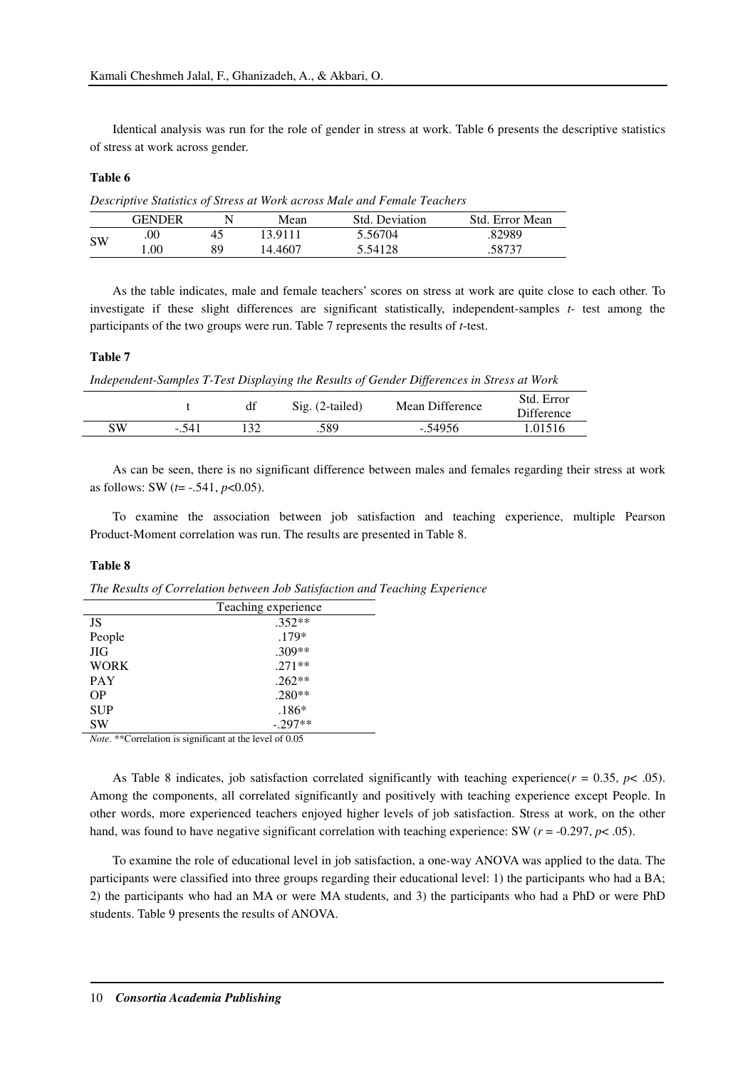Identical analysis was run for the role of gender in stress at work. Table 6 presents the descriptive statistics of stress at work across gender.

**Table 6**

*Descriptive Statistics of Stress at Work across Male and Female Teachers*

| | GENDER | N | Mean | Std. Deviation | Std. Error Mean |
|---|---|---|---|---|---|
| SW | .00 | 45 | 13.9111 | 5.56704 | .82989 |
| | 1.00 | 89 | 14.4607 | 5.54128 | .58737 |

As the table indicates, male and female teachers' scores on stress at work are quite close to each other. To investigate if these slight differences are significant statistically, independent-samples *t*- test among the participants of the two groups were run. Table 7 represents the results of *t*-test.

**Table 7**

*Independent-Samples T-Test Displaying the Results of Gender Differences in Stress at Work*

| | t | df | Sig. (2-tailed) | Mean Difference | Std. Error Difference |
|---|---|---|---|---|---|
| SW | -.541 | 132 | .589 | -.54956 | 1.01516 |

As can be seen, there is no significant difference between males and females regarding their stress at work as follows: SW ($t$= -.541, $p$<0.05).

To examine the association between job satisfaction and teaching experience, multiple Pearson Product-Moment correlation was run. The results are presented in Table 8.

**Table 8**

*The Results of Correlation between Job Satisfaction and Teaching Experience*

| | Teaching experience |
|---|---|
| JS | .352** |
| People | .179* |
| JIG | .309** |
| WORK | .271** |
| PAY | .262** |
| OP | .280** |
| SUP | .186* |
| SW | -.297** |

*Note*. **Correlation is significant at the level of 0.05

As Table 8 indicates, job satisfaction correlated significantly with teaching experience($r$ = 0.35, $p$< .05). Among the components, all correlated significantly and positively with teaching experience except People. In other words, more experienced teachers enjoyed higher levels of job satisfaction. Stress at work, on the other hand, was found to have negative significant correlation with teaching experience: SW ($r$ = -0.297, $p$< .05).

To examine the role of educational level in job satisfaction, a one-way ANOVA was applied to the data. The participants were classified into three groups regarding their educational level: 1) the participants who had a BA; 2) the participants who had an MA or were MA students, and 3) the participants who had a PhD or were PhD students. Table 9 presents the results of ANOVA.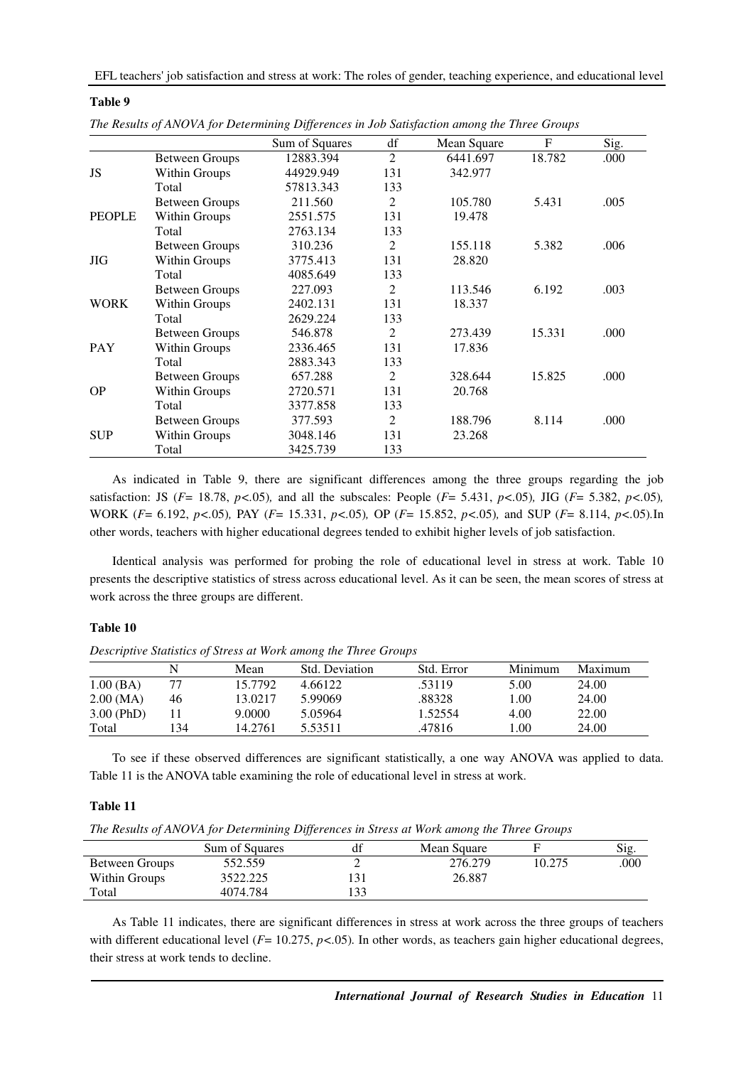**Table 9**

*The Results of ANOVA for Determining Differences in Job Satisfaction among the Three Groups*

| | | Sum of Squares | df | Mean Square | F | Sig. |
|---|---|---|---|---|---|---|
| JS | Between Groups | 12883.394 | 2 | 6441.697 | 18.782 | .000 |
| | Within Groups | 44929.949 | 131 | 342.977 | | |
| | Total | 57813.343 | 133 | | | |
| PEOPLE | Between Groups | 211.560 | 2 | 105.780 | 5.431 | .005 |
| | Within Groups | 2551.575 | 131 | 19.478 | | |
| | Total | 2763.134 | 133 | | | |
| JIG | Between Groups | 310.236 | 2 | 155.118 | 5.382 | .006 |
| | Within Groups | 3775.413 | 131 | 28.820 | | |
| | Total | 4085.649 | 133 | | | |
| WORK | Between Groups | 227.093 | 2 | 113.546 | 6.192 | .003 |
| | Within Groups | 2402.131 | 131 | 18.337 | | |
| | Total | 2629.224 | 133 | | | |
| PAY | Between Groups | 546.878 | 2 | 273.439 | 15.331 | .000 |
| | Within Groups | 2336.465 | 131 | 17.836 | | |
| | Total | 2883.343 | 133 | | | |
| OP | Between Groups | 657.288 | 2 | 328.644 | 15.825 | .000 |
| | Within Groups | 2720.571 | 131 | 20.768 | | |
| | Total | 3377.858 | 133 | | | |
| SUP | Between Groups | 377.593 | 2 | 188.796 | 8.114 | .000 |
| | Within Groups | 3048.146 | 131 | 23.268 | | |
| | Total | 3425.739 | 133 | | | |

As indicated in Table 9, there are significant differences among the three groups regarding the job satisfaction: JS ($F$= 18.78, $p$<.05), and all the subscales: People ($F$= 5.431, $p$<.05), JIG ($F$= 5.382, $p$<.05), WORK ($F$= 6.192, $p$<.05), PAY ($F$= 15.331, $p$<.05), OP ($F$= 15.852, $p$<.05), and SUP ($F$= 8.114, $p$<.05).In other words, teachers with higher educational degrees tended to exhibit higher levels of job satisfaction.

Identical analysis was performed for probing the role of educational level in stress at work. Table 10 presents the descriptive statistics of stress across educational level. As it can be seen, the mean scores of stress at work across the three groups are different.

**Table 10**

*Descriptive Statistics of Stress at Work among the Three Groups*

| | N | Mean | Std. Deviation | Std. Error | Minimum | Maximum |
|---|---|---|---|---|---|---|
| 1.00 (BA) | 77 | 15.7792 | 4.66122 | .53119 | 5.00 | 24.00 |
| 2.00 (MA) | 46 | 13.0217 | 5.99069 | .88328 | 1.00 | 24.00 |
| 3.00 (PhD) | 11 | 9.0000 | 5.05964 | 1.52554 | 4.00 | 22.00 |
| Total | 134 | 14.2761 | 5.53511 | .47816 | 1.00 | 24.00 |

To see if these observed differences are significant statistically, a one way ANOVA was applied to data. Table 11 is the ANOVA table examining the role of educational level in stress at work.

**Table 11**

*The Results of ANOVA for Determining Differences in Stress at Work among the Three Groups*

| | Sum of Squares | df | Mean Square | F | Sig. |
|---|---|---|---|---|---|
| Between Groups | 552.559 | 2 | 276.279 | 10.275 | .000 |
| Within Groups | 3522.225 | 131 | 26.887 | | |
| Total | 4074.784 | 133 | | | |

As Table 11 indicates, there are significant differences in stress at work across the three groups of teachers with different educational level ($F$= 10.275, $p$<.05). In other words, as teachers gain higher educational degrees, their stress at work tends to decline.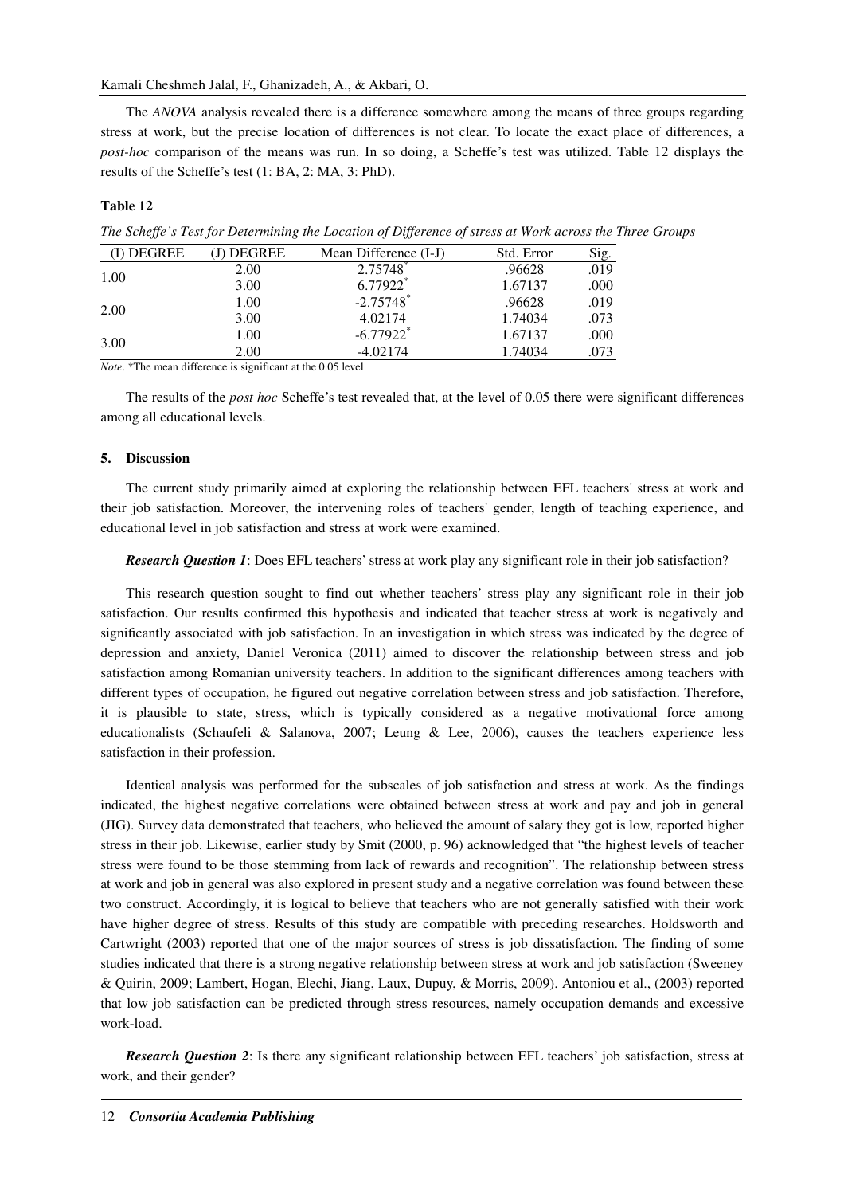The *ANOVA* analysis revealed there is a difference somewhere among the means of three groups regarding stress at work, but the precise location of differences is not clear. To locate the exact place of differences, a *post-hoc* comparison of the means was run. In so doing, a Scheffe's test was utilized. Table 12 displays the results of the Scheffe's test (1: BA, 2: MA, 3: PhD).

**Table 12**

*The Scheffe's Test for Determining the Location of Difference of stress at Work across the Three Groups*

| (I) DEGREE | (J) DEGREE | Mean Difference (I-J) | Std. Error | Sig. |
|---|---|---|---|---|
| 1.00 | 2.00 | 2.75748* | .96628 | .019 |
| | 3.00 | 6.77922* | 1.67137 | .000 |
| 2.00 | 1.00 | -2.75748* | .96628 | .019 |
| | 3.00 | 4.02174 | 1.74034 | .073 |
| 3.00 | 1.00 | -6.77922* | 1.67137 | .000 |
| | 2.00 | -4.02174 | 1.74034 | .073 |

*Note*. *The mean difference is significant at the 0.05 level

The results of the *post hoc* Scheffe's test revealed that, at the level of 0.05 there were significant differences among all educational levels.

## 5. Discussion

The current study primarily aimed at exploring the relationship between EFL teachers' stress at work and their job satisfaction. Moreover, the intervening roles of teachers' gender, length of teaching experience, and educational level in job satisfaction and stress at work were examined.

***Research Question 1***: Does EFL teachers' stress at work play any significant role in their job satisfaction?

This research question sought to find out whether teachers' stress play any significant role in their job satisfaction. Our results confirmed this hypothesis and indicated that teacher stress at work is negatively and significantly associated with job satisfaction. In an investigation in which stress was indicated by the degree of depression and anxiety, Daniel Veronica (2011) aimed to discover the relationship between stress and job satisfaction among Romanian university teachers. In addition to the significant differences among teachers with different types of occupation, he figured out negative correlation between stress and job satisfaction. Therefore, it is plausible to state, stress, which is typically considered as a negative motivational force among educationalists (Schaufeli & Salanova, 2007; Leung & Lee, 2006), causes the teachers experience less satisfaction in their profession.

Identical analysis was performed for the subscales of job satisfaction and stress at work. As the findings indicated, the highest negative correlations were obtained between stress at work and pay and job in general (JIG). Survey data demonstrated that teachers, who believed the amount of salary they got is low, reported higher stress in their job. Likewise, earlier study by Smit (2000, p. 96) acknowledged that "the highest levels of teacher stress were found to be those stemming from lack of rewards and recognition". The relationship between stress at work and job in general was also explored in present study and a negative correlation was found between these two construct. Accordingly, it is logical to believe that teachers who are not generally satisfied with their work have higher degree of stress. Results of this study are compatible with preceding researches. Holdsworth and Cartwright (2003) reported that one of the major sources of stress is job dissatisfaction. The finding of some studies indicated that there is a strong negative relationship between stress at work and job satisfaction (Sweeney & Quirin, 2009; Lambert, Hogan, Elechi, Jiang, Laux, Dupuy, & Morris, 2009). Antoniou et al., (2003) reported that low job satisfaction can be predicted through stress resources, namely occupation demands and excessive work-load.

***Research Question 2***: Is there any significant relationship between EFL teachers' job satisfaction, stress at work, and their gender?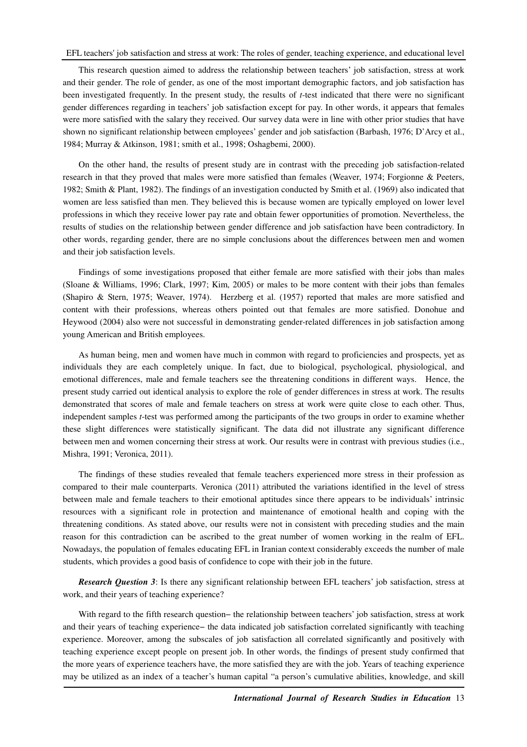This research question aimed to address the relationship between teachers' job satisfaction, stress at work and their gender. The role of gender, as one of the most important demographic factors, and job satisfaction has been investigated frequently. In the present study, the results of *t*-test indicated that there were no significant gender differences regarding in teachers' job satisfaction except for pay. In other words, it appears that females were more satisfied with the salary they received. Our survey data were in line with other prior studies that have shown no significant relationship between employees' gender and job satisfaction (Barbash, 1976; D'Arcy et al., 1984; Murray & Atkinson, 1981; smith et al., 1998; Oshagbemi, 2000).

On the other hand, the results of present study are in contrast with the preceding job satisfaction-related research in that they proved that males were more satisfied than females (Weaver, 1974; Forgionne & Peeters, 1982; Smith & Plant, 1982). The findings of an investigation conducted by Smith et al. (1969) also indicated that women are less satisfied than men. They believed this is because women are typically employed on lower level professions in which they receive lower pay rate and obtain fewer opportunities of promotion. Nevertheless, the results of studies on the relationship between gender difference and job satisfaction have been contradictory. In other words, regarding gender, there are no simple conclusions about the differences between men and women and their job satisfaction levels.

Findings of some investigations proposed that either female are more satisfied with their jobs than males (Sloane & Williams, 1996; Clark, 1997; Kim, 2005) or males to be more content with their jobs than females (Shapiro & Stern, 1975; Weaver, 1974). Herzberg et al. (1957) reported that males are more satisfied and content with their professions, whereas others pointed out that females are more satisfied. Donohue and Heywood (2004) also were not successful in demonstrating gender-related differences in job satisfaction among young American and British employees.

As human being, men and women have much in common with regard to proficiencies and prospects, yet as individuals they are each completely unique. In fact, due to biological, psychological, physiological, and emotional differences, male and female teachers see the threatening conditions in different ways. Hence, the present study carried out identical analysis to explore the role of gender differences in stress at work. The results demonstrated that scores of male and female teachers on stress at work were quite close to each other. Thus, independent samples *t*-test was performed among the participants of the two groups in order to examine whether these slight differences were statistically significant. The data did not illustrate any significant difference between men and women concerning their stress at work. Our results were in contrast with previous studies (i.e., Mishra, 1991; Veronica, 2011).

The findings of these studies revealed that female teachers experienced more stress in their profession as compared to their male counterparts. Veronica (2011) attributed the variations identified in the level of stress between male and female teachers to their emotional aptitudes since there appears to be individuals' intrinsic resources with a significant role in protection and maintenance of emotional health and coping with the threatening conditions. As stated above, our results were not in consistent with preceding studies and the main reason for this contradiction can be ascribed to the great number of women working in the realm of EFL. Nowadays, the population of females educating EFL in Iranian context considerably exceeds the number of male students, which provides a good basis of confidence to cope with their job in the future.

***Research Question 3***: Is there any significant relationship between EFL teachers' job satisfaction, stress at work, and their years of teaching experience?

With regard to the fifth research question– the relationship between teachers' job satisfaction, stress at work and their years of teaching experience– the data indicated job satisfaction correlated significantly with teaching experience. Moreover, among the subscales of job satisfaction all correlated significantly and positively with teaching experience except people on present job. In other words, the findings of present study confirmed that the more years of experience teachers have, the more satisfied they are with the job. Years of teaching experience may be utilized as an index of a teacher's human capital "a person's cumulative abilities, knowledge, and skill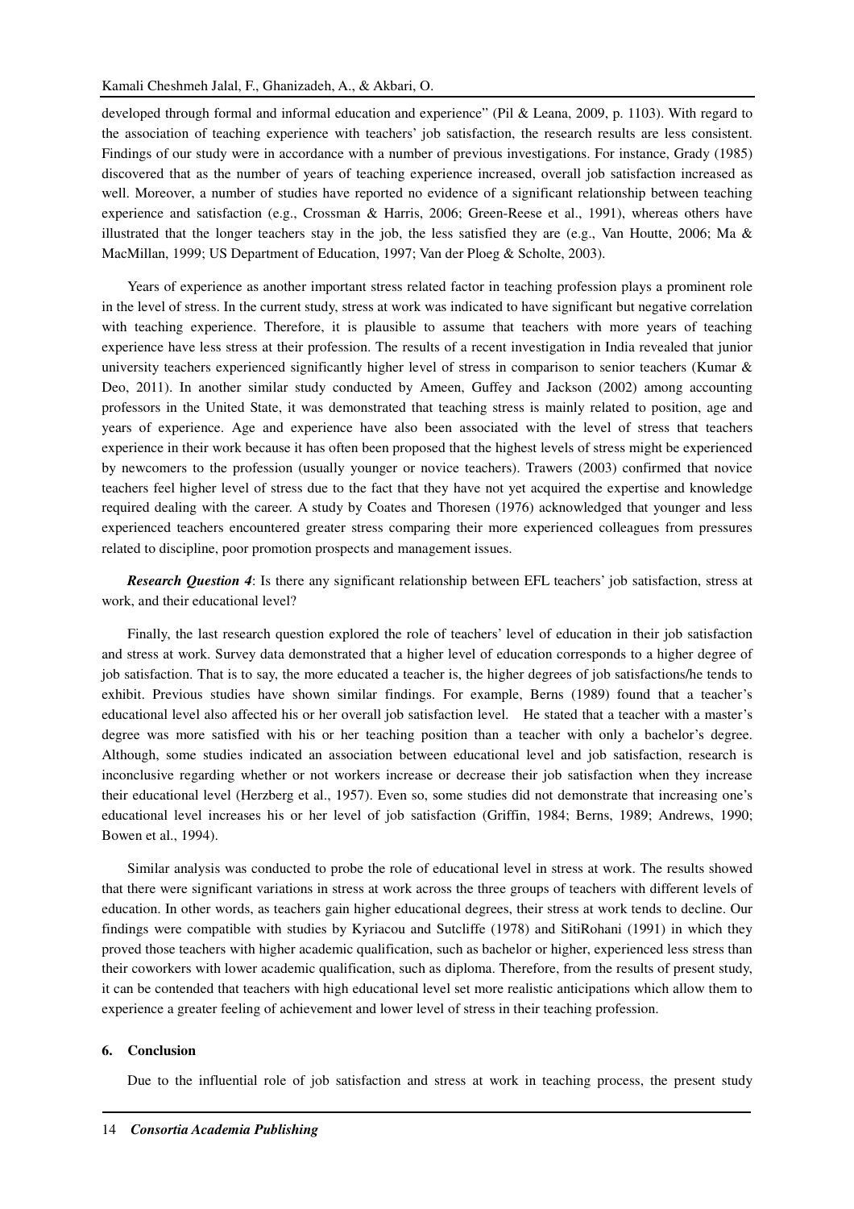developed through formal and informal education and experience" (Pil & Leana, 2009, p. 1103). With regard to the association of teaching experience with teachers' job satisfaction, the research results are less consistent. Findings of our study were in accordance with a number of previous investigations. For instance, Grady (1985) discovered that as the number of years of teaching experience increased, overall job satisfaction increased as well. Moreover, a number of studies have reported no evidence of a significant relationship between teaching experience and satisfaction (e.g., Crossman & Harris, 2006; Green-Reese et al., 1991), whereas others have illustrated that the longer teachers stay in the job, the less satisfied they are (e.g., Van Houtte, 2006; Ma & MacMillan, 1999; US Department of Education, 1997; Van der Ploeg & Scholte, 2003).

Years of experience as another important stress related factor in teaching profession plays a prominent role in the level of stress. In the current study, stress at work was indicated to have significant but negative correlation with teaching experience. Therefore, it is plausible to assume that teachers with more years of teaching experience have less stress at their profession. The results of a recent investigation in India revealed that junior university teachers experienced significantly higher level of stress in comparison to senior teachers (Kumar & Deo, 2011). In another similar study conducted by Ameen, Guffey and Jackson (2002) among accounting professors in the United State, it was demonstrated that teaching stress is mainly related to position, age and years of experience. Age and experience have also been associated with the level of stress that teachers experience in their work because it has often been proposed that the highest levels of stress might be experienced by newcomers to the profession (usually younger or novice teachers). Trawers (2003) confirmed that novice teachers feel higher level of stress due to the fact that they have not yet acquired the expertise and knowledge required dealing with the career. A study by Coates and Thoresen (1976) acknowledged that younger and less experienced teachers encountered greater stress comparing their more experienced colleagues from pressures related to discipline, poor promotion prospects and management issues.

***Research Question 4***: Is there any significant relationship between EFL teachers' job satisfaction, stress at work, and their educational level?

Finally, the last research question explored the role of teachers' level of education in their job satisfaction and stress at work. Survey data demonstrated that a higher level of education corresponds to a higher degree of job satisfaction. That is to say, the more educated a teacher is, the higher degrees of job satisfactions/he tends to exhibit. Previous studies have shown similar findings. For example, Berns (1989) found that a teacher's educational level also affected his or her overall job satisfaction level. He stated that a teacher with a master's degree was more satisfied with his or her teaching position than a teacher with only a bachelor's degree. Although, some studies indicated an association between educational level and job satisfaction, research is inconclusive regarding whether or not workers increase or decrease their job satisfaction when they increase their educational level (Herzberg et al., 1957). Even so, some studies did not demonstrate that increasing one's educational level increases his or her level of job satisfaction (Griffin, 1984; Berns, 1989; Andrews, 1990; Bowen et al., 1994).

Similar analysis was conducted to probe the role of educational level in stress at work. The results showed that there were significant variations in stress at work across the three groups of teachers with different levels of education. In other words, as teachers gain higher educational degrees, their stress at work tends to decline. Our findings were compatible with studies by Kyriacou and Sutcliffe (1978) and SitiRohani (1991) in which they proved those teachers with higher academic qualification, such as bachelor or higher, experienced less stress than their coworkers with lower academic qualification, such as diploma. Therefore, from the results of present study, it can be contended that teachers with high educational level set more realistic anticipations which allow them to experience a greater feeling of achievement and lower level of stress in their teaching profession.

## 6. Conclusion

Due to the influential role of job satisfaction and stress at work in teaching process, the present study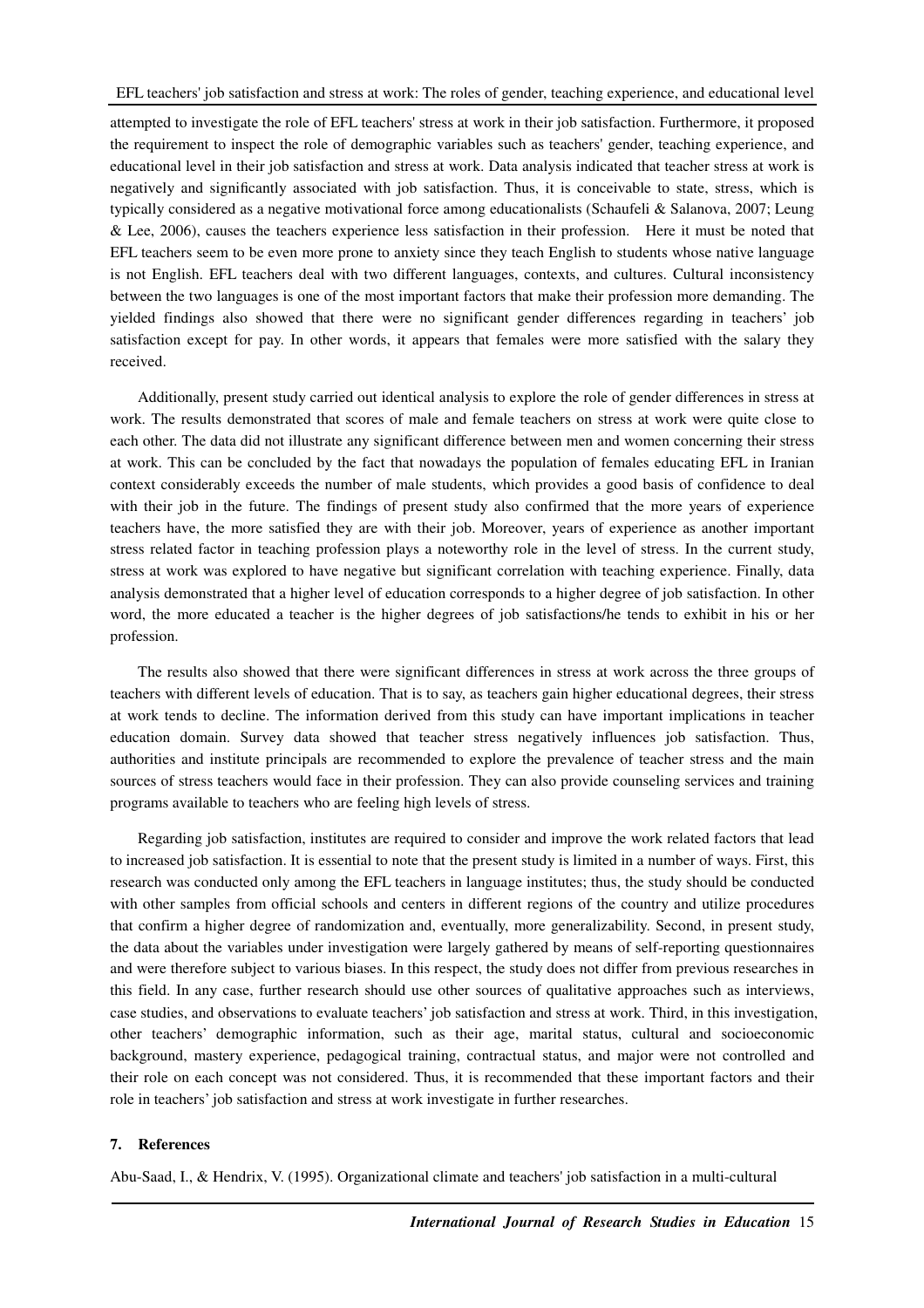attempted to investigate the role of EFL teachers' stress at work in their job satisfaction. Furthermore, it proposed the requirement to inspect the role of demographic variables such as teachers' gender, teaching experience, and educational level in their job satisfaction and stress at work. Data analysis indicated that teacher stress at work is negatively and significantly associated with job satisfaction. Thus, it is conceivable to state, stress, which is typically considered as a negative motivational force among educationalists (Schaufeli & Salanova, 2007; Leung & Lee, 2006), causes the teachers experience less satisfaction in their profession. Here it must be noted that EFL teachers seem to be even more prone to anxiety since they teach English to students whose native language is not English. EFL teachers deal with two different languages, contexts, and cultures. Cultural inconsistency between the two languages is one of the most important factors that make their profession more demanding. The yielded findings also showed that there were no significant gender differences regarding in teachers' job satisfaction except for pay. In other words, it appears that females were more satisfied with the salary they received.

Additionally, present study carried out identical analysis to explore the role of gender differences in stress at work. The results demonstrated that scores of male and female teachers on stress at work were quite close to each other. The data did not illustrate any significant difference between men and women concerning their stress at work. This can be concluded by the fact that nowadays the population of females educating EFL in Iranian context considerably exceeds the number of male students, which provides a good basis of confidence to deal with their job in the future. The findings of present study also confirmed that the more years of experience teachers have, the more satisfied they are with their job. Moreover, years of experience as another important stress related factor in teaching profession plays a noteworthy role in the level of stress. In the current study, stress at work was explored to have negative but significant correlation with teaching experience. Finally, data analysis demonstrated that a higher level of education corresponds to a higher degree of job satisfaction. In other word, the more educated a teacher is the higher degrees of job satisfactions/he tends to exhibit in his or her profession.

The results also showed that there were significant differences in stress at work across the three groups of teachers with different levels of education. That is to say, as teachers gain higher educational degrees, their stress at work tends to decline. The information derived from this study can have important implications in teacher education domain. Survey data showed that teacher stress negatively influences job satisfaction. Thus, authorities and institute principals are recommended to explore the prevalence of teacher stress and the main sources of stress teachers would face in their profession. They can also provide counseling services and training programs available to teachers who are feeling high levels of stress.

Regarding job satisfaction, institutes are required to consider and improve the work related factors that lead to increased job satisfaction. It is essential to note that the present study is limited in a number of ways. First, this research was conducted only among the EFL teachers in language institutes; thus, the study should be conducted with other samples from official schools and centers in different regions of the country and utilize procedures that confirm a higher degree of randomization and, eventually, more generalizability. Second, in present study, the data about the variables under investigation were largely gathered by means of self-reporting questionnaires and were therefore subject to various biases. In this respect, the study does not differ from previous researches in this field. In any case, further research should use other sources of qualitative approaches such as interviews, case studies, and observations to evaluate teachers' job satisfaction and stress at work. Third, in this investigation, other teachers' demographic information, such as their age, marital status, cultural and socioeconomic background, mastery experience, pedagogical training, contractual status, and major were not controlled and their role on each concept was not considered. Thus, it is recommended that these important factors and their role in teachers' job satisfaction and stress at work investigate in further researches.

## 7. References

Abu-Saad, I., & Hendrix, V. (1995). Organizational climate and teachers' job satisfaction in a multi-cultural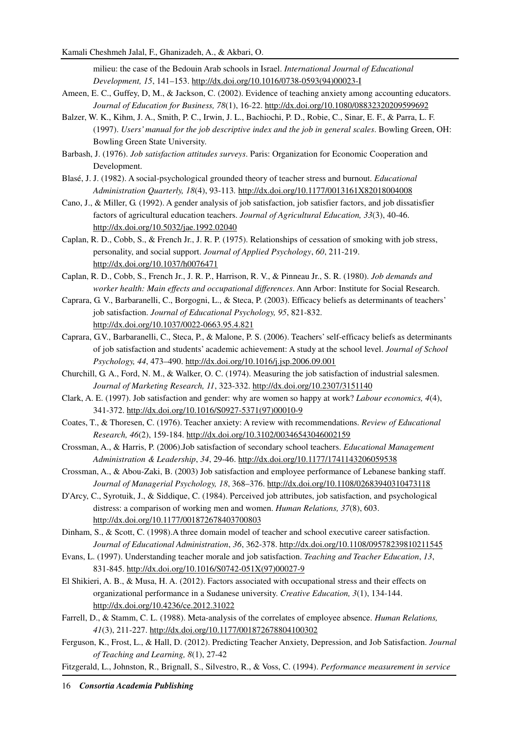milieu: the case of the Bedouin Arab schools in Israel. *International Journal of Educational Development, 15*, 141–153. http://dx.doi.org/10.1016/0738-0593(94)00023-I

Ameen, E. C., Guffey, D, M., & Jackson, C. (2002). Evidence of teaching anxiety among accounting educators. *Journal of Education for Business, 78*(1), 16-22. http://dx.doi.org/10.1080/08832320209599692

Balzer, W. K., Kihm, J. A., Smith, P. C., Irwin, J. L., Bachiochi, P. D., Robie, C., Sinar, E. F., & Parra, L. F. (1997). *Users' manual for the job descriptive index and the job in general scales*. Bowling Green, OH: Bowling Green State University.

Barbash, J. (1976). *Job satisfaction attitudes surveys*. Paris: Organization for Economic Cooperation and Development.

Blasé, J. J. (1982). A social-psychological grounded theory of teacher stress and burnout. *Educational Administration Quarterly, 18*(4), 93-113. http://dx.doi.org/10.1177/0013161X82018004008

Cano, J., & Miller, G. (1992). A gender analysis of job satisfaction, job satisfier factors, and job dissatisfier factors of agricultural education teachers. *Journal of Agricultural Education, 33*(3), 40-46. http://dx.doi.org/10.5032/jae.1992.02040

Caplan, R. D., Cobb, S., & French Jr., J. R. P. (1975). Relationships of cessation of smoking with job stress, personality, and social support. *Journal of Applied Psychology*, *60*, 211-219. http://dx.doi.org/10.1037/h0076471

Caplan, R. D., Cobb, S., French Jr., J. R. P., Harrison, R. V., & Pinneau Jr., S. R. (1980). *Job demands and worker health: Main effects and occupational differences*. Ann Arbor: Institute for Social Research.

Caprara, G. V., Barbaranelli, C., Borgogni, L., & Steca, P. (2003). Efficacy beliefs as determinants of teachers' job satisfaction. *Journal of Educational Psychology, 95*, 821-832. http://dx.doi.org/10.1037/0022-0663.95.4.821

Caprara, G.V., Barbaranelli, C., Steca, P., & Malone, P. S. (2006). Teachers' self-efficacy beliefs as determinants of job satisfaction and students' academic achievement: A study at the school level. *Journal of School Psychology, 44*, 473–490. http://dx.doi.org/10.1016/j.jsp.2006.09.001

Churchill, G. A., Ford, N. M., & Walker, O. C. (1974). Measuring the job satisfaction of industrial salesmen. *Journal of Marketing Research, 11*, 323-332. http://dx.doi.org/10.2307/3151140

Clark, A. E. (1997). Job satisfaction and gender: why are women so happy at work? *Labour economics, 4*(4), 341-372. http://dx.doi.org/10.1016/S0927-5371(97)00010-9

Coates, T., & Thoresen, C. (1976). Teacher anxiety: A review with recommendations. *Review of Educational Research, 46*(2), 159-184. http://dx.doi.org/10.3102/00346543046002159

Crossman, A., & Harris, P. (2006).Job satisfaction of secondary school teachers. *Educational Management Administration & Leadership*, *34*, 29-46. http://dx.doi.org/10.1177/1741143206059538

Crossman, A., & Abou-Zaki, B. (2003) Job satisfaction and employee performance of Lebanese banking staff. *Journal of Managerial Psychology, 18*, 368–376. http://dx.doi.org/10.1108/02683940310473118

D'Arcy, C., Syrotuik, J., & Siddique, C. (1984). Perceived job attributes, job satisfaction, and psychological distress: a comparison of working men and women. *Human Relations, 37*(8), 603. http://dx.doi.org/10.1177/001872678403700803

Dinham, S., & Scott, C. (1998).A three domain model of teacher and school executive career satisfaction. *Journal of Educational Administration*, *36*, 362-378. http://dx.doi.org/10.1108/09578239810211545

Evans, L. (1997). Understanding teacher morale and job satisfaction. *Teaching and Teacher Education*, *13*, 831-845. http://dx.doi.org/10.1016/S0742-051X(97)00027-9

El Shikieri, A. B., & Musa, H. A. (2012). Factors associated with occupational stress and their effects on organizational performance in a Sudanese university. *Creative Education, 3*(1), 134-144. http://dx.doi.org/10.4236/ce.2012.31022

Farrell, D., & Stamm, C. L. (1988). Meta-analysis of the correlates of employee absence. *Human Relations, 41*(3), 211-227. http://dx.doi.org/10.1177/001872678804100302

Ferguson, K., Frost, L., & Hall, D. (2012). Predicting Teacher Anxiety, Depression, and Job Satisfaction. *Journal of Teaching and Learning, 8*(1), 27-42

Fitzgerald, L., Johnston, R., Brignall, S., Silvestro, R., & Voss, C. (1994). *Performance measurement in service*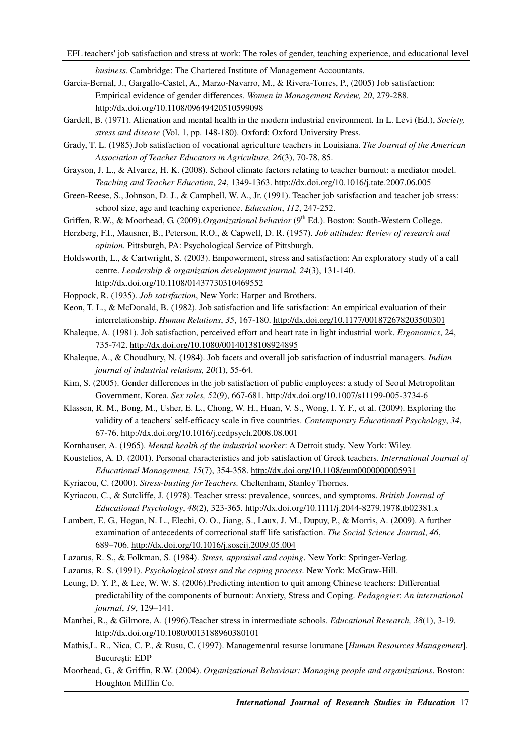*business*. Cambridge: The Chartered Institute of Management Accountants.

Garcia-Bernal, J., Gargallo-Castel, A., Marzo-Navarro, M., & Rivera-Torres, P., (2005) Job satisfaction: Empirical evidence of gender differences. *Women in Management Review, 20*, 279-288. http://dx.doi.org/10.1108/09649420510599098

Gardell, B. (1971). Alienation and mental health in the modern industrial environment. In L. Levi (Ed.), *Society, stress and disease* (Vol. 1, pp. 148-180). Oxford: Oxford University Press.

Grady, T. L. (1985).Job satisfaction of vocational agriculture teachers in Louisiana. *The Journal of the American Association of Teacher Educators in Agriculture, 26*(3), 70-78, 85.

Grayson, J. L., & Alvarez, H. K. (2008). School climate factors relating to teacher burnout: a mediator model. *Teaching and Teacher Education*, *24*, 1349-1363. http://dx.doi.org/10.1016/j.tate.2007.06.005

Green-Reese, S., Johnson, D. J., & Campbell, W. A., Jr. (1991). Teacher job satisfaction and teacher job stress: school size, age and teaching experience. *Education*, *112*, 247-252.

Griffen, R.W., & Moorhead, G. (2009).*Organizational behavior* (9th Ed.). Boston: South-Western College.

Herzberg, F.I., Mausner, B., Peterson, R.O., & Capwell, D. R. (1957). *Job attitudes: Review of research and opinion*. Pittsburgh, PA: Psychological Service of Pittsburgh.

Holdsworth, L., & Cartwright, S. (2003). Empowerment, stress and satisfaction: An exploratory study of a call centre. *Leadership & organization development journal, 24*(3), 131-140. http://dx.doi.org/10.1108/01437730310469552

Hoppock, R. (1935). *Job satisfaction*, New York: Harper and Brothers.

Keon, T. L., & McDonald, B. (1982). Job satisfaction and life satisfaction: An empirical evaluation of their interrelationship. *Human Relations*, *35*, 167-180. http://dx.doi.org/10.1177/001872678203500301

Khaleque, A. (1981). Job satisfaction, perceived effort and heart rate in light industrial work. *Ergonomics*, 24, 735-742. http://dx.doi.org/10.1080/00140138108924895

Khaleque, A., & Choudhury, N. (1984). Job facets and overall job satisfaction of industrial managers. *Indian journal of industrial relations, 20*(1), 55-64.

Kim, S. (2005). Gender differences in the job satisfaction of public employees: a study of Seoul Metropolitan Government, Korea. *Sex roles, 52*(9), 667-681. http://dx.doi.org/10.1007/s11199-005-3734-6

Klassen, R. M., Bong, M., Usher, E. L., Chong, W. H., Huan, V. S., Wong, I. Y. F., et al. (2009). Exploring the validity of a teachers' self-efficacy scale in five countries. *Contemporary Educational Psychology*, *34*, 67-76. http://dx.doi.org/10.1016/j.cedpsych.2008.08.001

Kornhauser, A. (1965). *Mental health of the industrial worker*: A Detroit study. New York: Wiley.

Koustelios, A. D. (2001). Personal characteristics and job satisfaction of Greek teachers. *International Journal of Educational Management, 15*(7), 354-358. http://dx.doi.org/10.1108/eum0000000005931

Kyriacou, C. (2000). *Stress-busting for Teachers.* Cheltenham, Stanley Thornes.

Kyriacou, C., & Sutcliffe, J. (1978). Teacher stress: prevalence, sources, and symptoms. *British Journal of Educational Psychology*, *48*(2), 323-365. http://dx.doi.org/10.1111/j.2044-8279.1978.tb02381.x

Lambert, E. G., Hogan, N. L., Elechi, O. O., Jiang, S., Laux, J. M., Dupuy, P., & Morris, A. (2009). A further examination of antecedents of correctional staff life satisfaction. *The Social Science Journal*, *46*, 689–706. http://dx.doi.org/10.1016/j.soscij.2009.05.004

Lazarus, R. S., & Folkman, S. (1984). *Stress, appraisal and coping*. New York: Springer-Verlag.

Lazarus, R. S. (1991). *Psychological stress and the coping process*. New York: McGraw-Hill.

Leung, D. Y. P., & Lee, W. W. S. (2006).Predicting intention to quit among Chinese teachers: Differential predictability of the components of burnout: Anxiety, Stress and Coping. *Pedagogies*: *An international journal*, *19*, 129–141.

Manthei, R., & Gilmore, A. (1996).Teacher stress in intermediate schools. *Educational Research, 38*(1), 3-19. http://dx.doi.org/10.1080/0013188960380101

Mathis,L. R., Nica, C. P., & Rusu, C. (1997). Managementul resurse lorumane [*Human Resources Management*]. București: EDP

Moorhead, G., & Griffin, R.W. (2004). *Organizational Behaviour: Managing people and organizations*. Boston: Houghton Mifflin Co.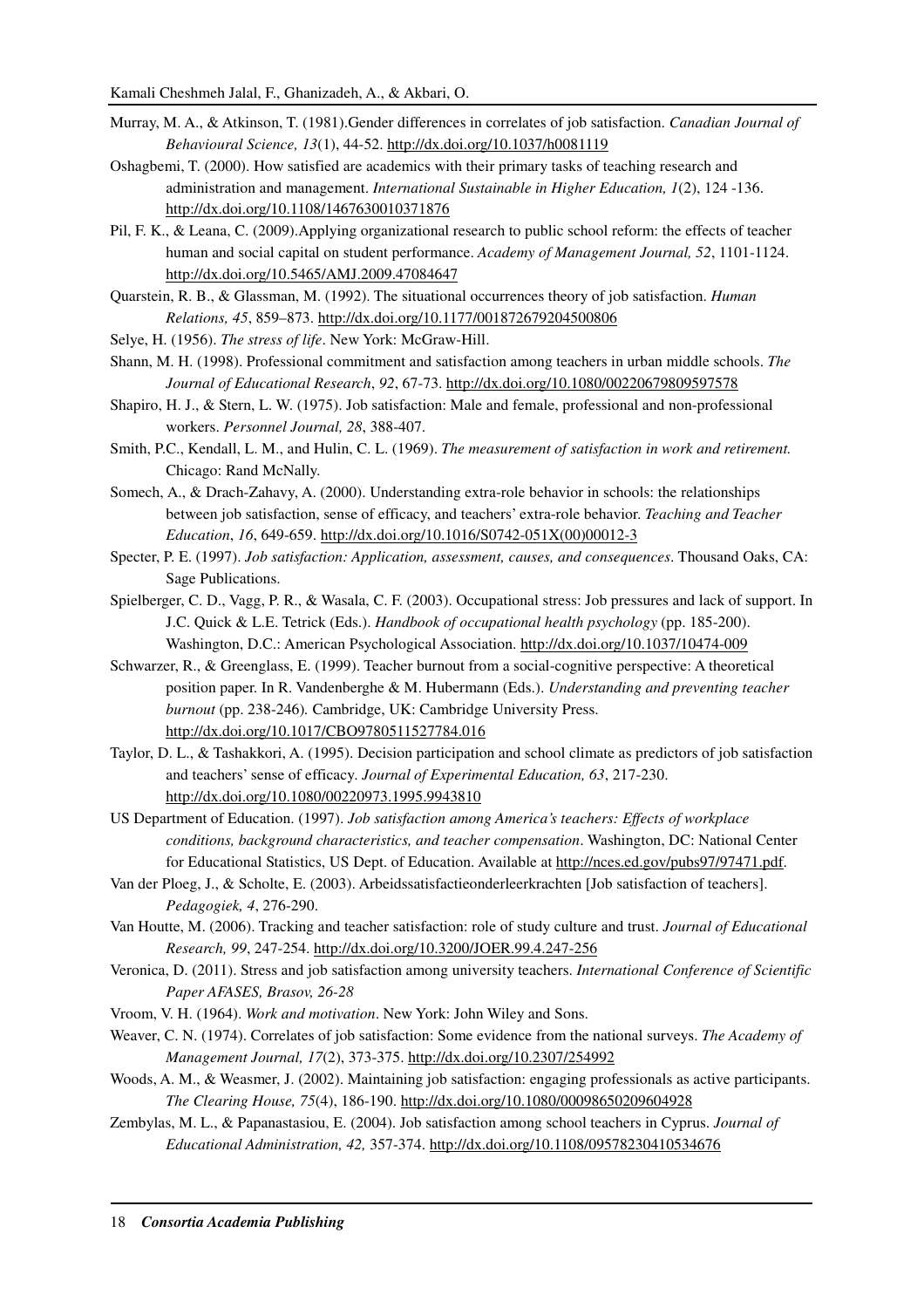Murray, M. A., & Atkinson, T. (1981).Gender differences in correlates of job satisfaction. *Canadian Journal of Behavioural Science, 13*(1), 44-52. http://dx.doi.org/10.1037/h0081119

Oshagbemi, T. (2000). How satisfied are academics with their primary tasks of teaching research and administration and management. *International Sustainable in Higher Education, 1*(2), 124 -136. http://dx.doi.org/10.1108/1467630010371876

Pil, F. K., & Leana, C. (2009).Applying organizational research to public school reform: the effects of teacher human and social capital on student performance. *Academy of Management Journal, 52*, 1101-1124. http://dx.doi.org/10.5465/AMJ.2009.47084647

Quarstein, R. B., & Glassman, M. (1992). The situational occurrences theory of job satisfaction. *Human Relations, 45*, 859–873. http://dx.doi.org/10.1177/001872679204500806

Selye, H. (1956). *The stress of life*. New York: McGraw-Hill.

Shann, M. H. (1998). Professional commitment and satisfaction among teachers in urban middle schools. *The Journal of Educational Research*, *92*, 67-73. http://dx.doi.org/10.1080/00220679809597578

Shapiro, H. J., & Stern, L. W. (1975). Job satisfaction: Male and female, professional and non-professional workers. *Personnel Journal, 28*, 388-407.

Smith, P.C., Kendall, L. M., and Hulin, C. L. (1969). *The measurement of satisfaction in work and retirement.* Chicago: Rand McNally.

Somech, A., & Drach-Zahavy, A. (2000). Understanding extra-role behavior in schools: the relationships between job satisfaction, sense of efficacy, and teachers' extra-role behavior. *Teaching and Teacher Education*, *16*, 649-659. http://dx.doi.org/10.1016/S0742-051X(00)00012-3

Specter, P. E. (1997). *Job satisfaction: Application, assessment, causes, and consequences*. Thousand Oaks, CA: Sage Publications.

Spielberger, C. D., Vagg, P. R., & Wasala, C. F. (2003). Occupational stress: Job pressures and lack of support. In J.C. Quick & L.E. Tetrick (Eds.). *Handbook of occupational health psychology* (pp. 185-200). Washington, D.C.: American Psychological Association. http://dx.doi.org/10.1037/10474-009

Schwarzer, R., & Greenglass, E. (1999). Teacher burnout from a social-cognitive perspective: A theoretical position paper. In R. Vandenberghe & M. Hubermann (Eds.). *Understanding and preventing teacher burnout* (pp. 238-246)*.* Cambridge, UK: Cambridge University Press. http://dx.doi.org/10.1017/CBO9780511527784.016

Taylor, D. L., & Tashakkori, A. (1995). Decision participation and school climate as predictors of job satisfaction and teachers' sense of efficacy. *Journal of Experimental Education, 63*, 217-230. http://dx.doi.org/10.1080/00220973.1995.9943810

US Department of Education. (1997). *Job satisfaction among America's teachers: Effects of workplace conditions, background characteristics, and teacher compensation*. Washington, DC: National Center for Educational Statistics, US Dept. of Education. Available at http://nces.ed.gov/pubs97/97471.pdf.

Van der Ploeg, J., & Scholte, E. (2003). Arbeidssatisfactieonderleerkrachten [Job satisfaction of teachers]. *Pedagogiek, 4*, 276-290.

Van Houtte, M. (2006). Tracking and teacher satisfaction: role of study culture and trust. *Journal of Educational Research, 99*, 247-254. http://dx.doi.org/10.3200/JOER.99.4.247-256

Veronica, D. (2011). Stress and job satisfaction among university teachers. *International Conference of Scientific Paper AFASES, Brasov, 26-28*

Vroom, V. H. (1964). *Work and motivation*. New York: John Wiley and Sons.

Weaver, C. N. (1974). Correlates of job satisfaction: Some evidence from the national surveys. *The Academy of Management Journal, 17*(2), 373-375. http://dx.doi.org/10.2307/254992

Woods, A. M., & Weasmer, J. (2002). Maintaining job satisfaction: engaging professionals as active participants. *The Clearing House, 75*(4), 186-190. http://dx.doi.org/10.1080/00098650209604928

Zembylas, M. L., & Papanastasiou, E. (2004). Job satisfaction among school teachers in Cyprus. *Journal of Educational Administration, 42,* 357-374. http://dx.doi.org/10.1108/09578230410534676